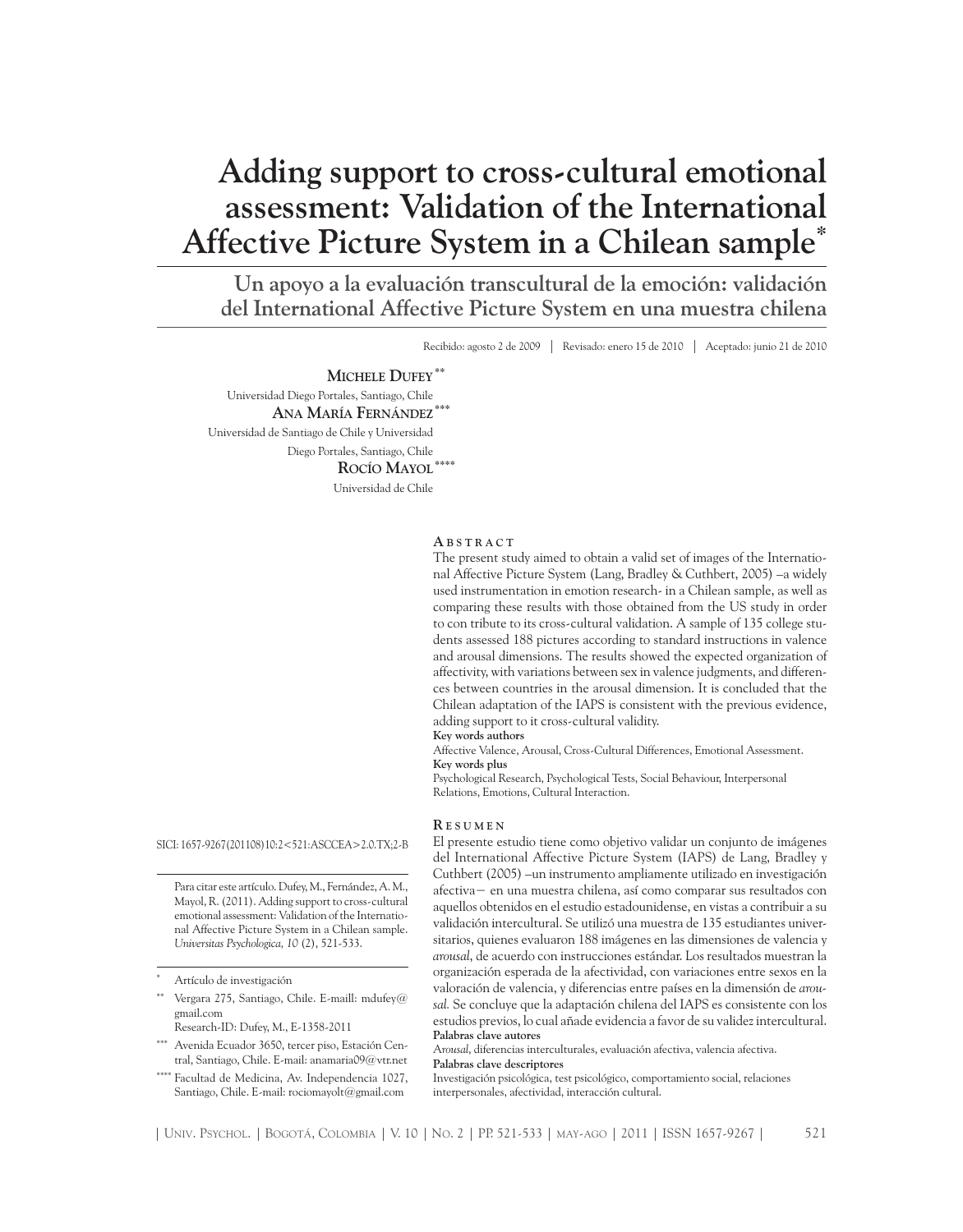# Adding support to cross-cultural emotional assessment: Validation of the International Affective Picture System in a Chilean sample*

## Un apoyo a la evaluación transcultural de la emoción: validación del International Affective Picture System en una muestra chilena

Recibido: agosto 2 de 2009 | Revisado: enero 15 de 2010 | Aceptado: junio 21 de 2010

**Michele Dufey****
Universidad Diego Portales, Santiago, Chile

**Ana María Fernández*****
Universidad de Santiago de Chile y Universidad Diego Portales, Santiago, Chile

**Rocío Mayol******
Universidad de Chile

SICI: 1657-9267(201108)10:2<521:ASCCEA>2.0.TX;2-B

Para citar este artículo. Dufey, M., Fernández, A. M., Mayol, R. (2011). Adding support to cross-cultural emotional assessment: Validation of the International Affective Picture System in a Chilean sample. *Universitas Psychologica, 10* (2), 521-533.

\* Artículo de investigación

\** Vergara 275, Santiago, Chile. E-maill: mdufey@gmail.com
Research-ID: Dufey, M., E-1358-2011

\*** Avenida Ecuador 3650, tercer piso, Estación Central, Santiago, Chile. E-mail: anamaria09@vtr.net

\**** Facultad de Medicina, Av. Independencia 1027, Santiago, Chile. E-mail: rociomayolt@gmail.com

### Abstract

The present study aimed to obtain a valid set of images of the International Affective Picture System (Lang, Bradley & Cuthbert, 2005) –a widely used instrumentation in emotion research- in a Chilean sample, as well as comparing these results with those obtained from the US study in order to con tribute to its cross-cultural validation. A sample of 135 college students assessed 188 pictures according to standard instructions in valence and arousal dimensions. The results showed the expected organization of affectivity, with variations between sex in valence judgments, and differences between countries in the arousal dimension. It is concluded that the Chilean adaptation of the IAPS is consistent with the previous evidence, adding support to it cross-cultural validity.

**Key words authors**
Affective Valence, Arousal, Cross-Cultural Differences, Emotional Assessment.

**Key words plus**
Psychological Research, Psychological Tests, Social Behaviour, Interpersonal Relations, Emotions, Cultural Interaction.

### Resumen

El presente estudio tiene como objetivo validar un conjunto de imágenes del International Affective Picture System (IAPS) de Lang, Bradley y Cuthbert (2005) –un instrumento ampliamente utilizado en investigación afectiva– en una muestra chilena, así como comparar sus resultados con aquellos obtenidos en el estudio estadounidense, en vistas a contribuir a su validación intercultural. Se utilizó una muestra de 135 estudiantes universitarios, quienes evaluaron 188 imágenes en las dimensiones de valencia y *arousal*, de acuerdo con instrucciones estándar. Los resultados muestran la organización esperada de la afectividad, con variaciones entre sexos en la valoración de valencia, y diferencias entre países en la dimensión de *arousal*. Se concluye que la adaptación chilena del IAPS es consistente con los estudios previos, lo cual añade evidencia a favor de su validez intercultural.

**Palabras clave autores**
*Arousal*, diferencias interculturales, evaluación afectiva, valencia afectiva.

**Palabras clave descriptores**
Investigación psicológica, test psicológico, comportamiento social, relaciones interpersonales, afectividad, interacción cultural.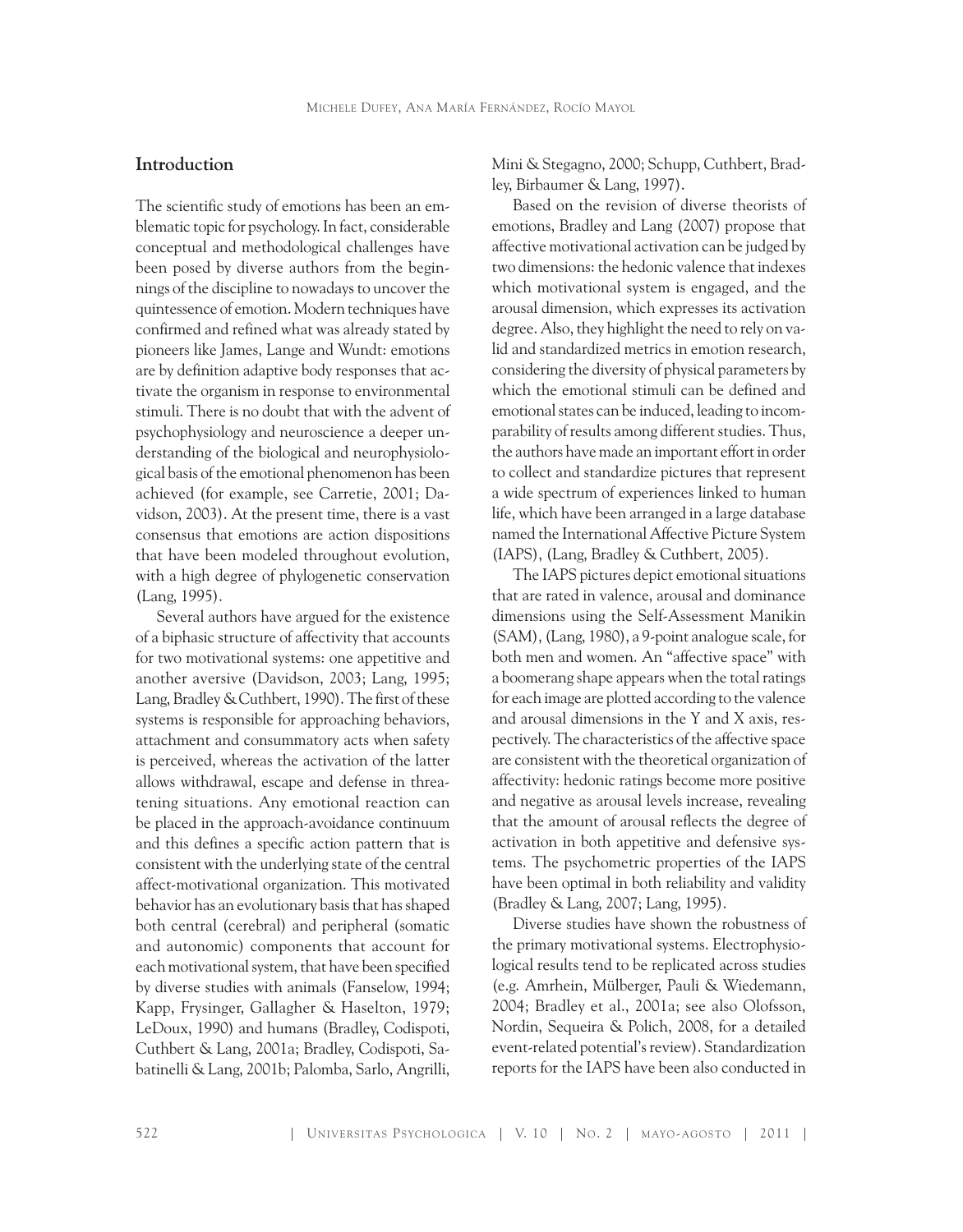## Introduction

The scientific study of emotions has been an emblematic topic for psychology. In fact, considerable conceptual and methodological challenges have been posed by diverse authors from the beginnings of the discipline to nowadays to uncover the quintessence of emotion. Modern techniques have confirmed and refined what was already stated by pioneers like James, Lange and Wundt: emotions are by definition adaptive body responses that activate the organism in response to environmental stimuli. There is no doubt that with the advent of psychophysiology and neuroscience a deeper understanding of the biological and neurophysiological basis of the emotional phenomenon has been achieved (for example, see Carretie, 2001; Davidson, 2003). At the present time, there is a vast consensus that emotions are action dispositions that have been modeled throughout evolution, with a high degree of phylogenetic conservation (Lang, 1995).

Several authors have argued for the existence of a biphasic structure of affectivity that accounts for two motivational systems: one appetitive and another aversive (Davidson, 2003; Lang, 1995; Lang, Bradley & Cuthbert, 1990). The first of these systems is responsible for approaching behaviors, attachment and consummatory acts when safety is perceived, whereas the activation of the latter allows withdrawal, escape and defense in threatening situations. Any emotional reaction can be placed in the approach-avoidance continuum and this defines a specific action pattern that is consistent with the underlying state of the central affect-motivational organization. This motivated behavior has an evolutionary basis that has shaped both central (cerebral) and peripheral (somatic and autonomic) components that account for each motivational system, that have been specified by diverse studies with animals (Fanselow, 1994; Kapp, Frysinger, Gallagher & Haselton, 1979; LeDoux, 1990) and humans (Bradley, Codispoti, Cuthbert & Lang, 2001a; Bradley, Codispoti, Sabatinelli & Lang, 2001b; Palomba, Sarlo, Angrilli, Mini & Stegagno, 2000; Schupp, Cuthbert, Bradley, Birbaumer & Lang, 1997).

Based on the revision of diverse theorists of emotions, Bradley and Lang (2007) propose that affective motivational activation can be judged by two dimensions: the hedonic valence that indexes which motivational system is engaged, and the arousal dimension, which expresses its activation degree. Also, they highlight the need to rely on valid and standardized metrics in emotion research, considering the diversity of physical parameters by which the emotional stimuli can be defined and emotional states can be induced, leading to incomparability of results among different studies. Thus, the authors have made an important effort in order to collect and standardize pictures that represent a wide spectrum of experiences linked to human life, which have been arranged in a large database named the International Affective Picture System (IAPS), (Lang, Bradley & Cuthbert, 2005).

The IAPS pictures depict emotional situations that are rated in valence, arousal and dominance dimensions using the Self-Assessment Manikin (SAM), (Lang, 1980), a 9-point analogue scale, for both men and women. An "affective space" with a boomerang shape appears when the total ratings for each image are plotted according to the valence and arousal dimensions in the Y and X axis, respectively. The characteristics of the affective space are consistent with the theoretical organization of affectivity: hedonic ratings become more positive and negative as arousal levels increase, revealing that the amount of arousal reflects the degree of activation in both appetitive and defensive systems. The psychometric properties of the IAPS have been optimal in both reliability and validity (Bradley & Lang, 2007; Lang, 1995).

Diverse studies have shown the robustness of the primary motivational systems. Electrophysiological results tend to be replicated across studies (e.g. Amrhein, Mülberger, Pauli & Wiedemann, 2004; Bradley et al., 2001a; see also Olofsson, Nordin, Sequeira & Polich, 2008, for a detailed event-related potential's review). Standardization reports for the IAPS have been also conducted in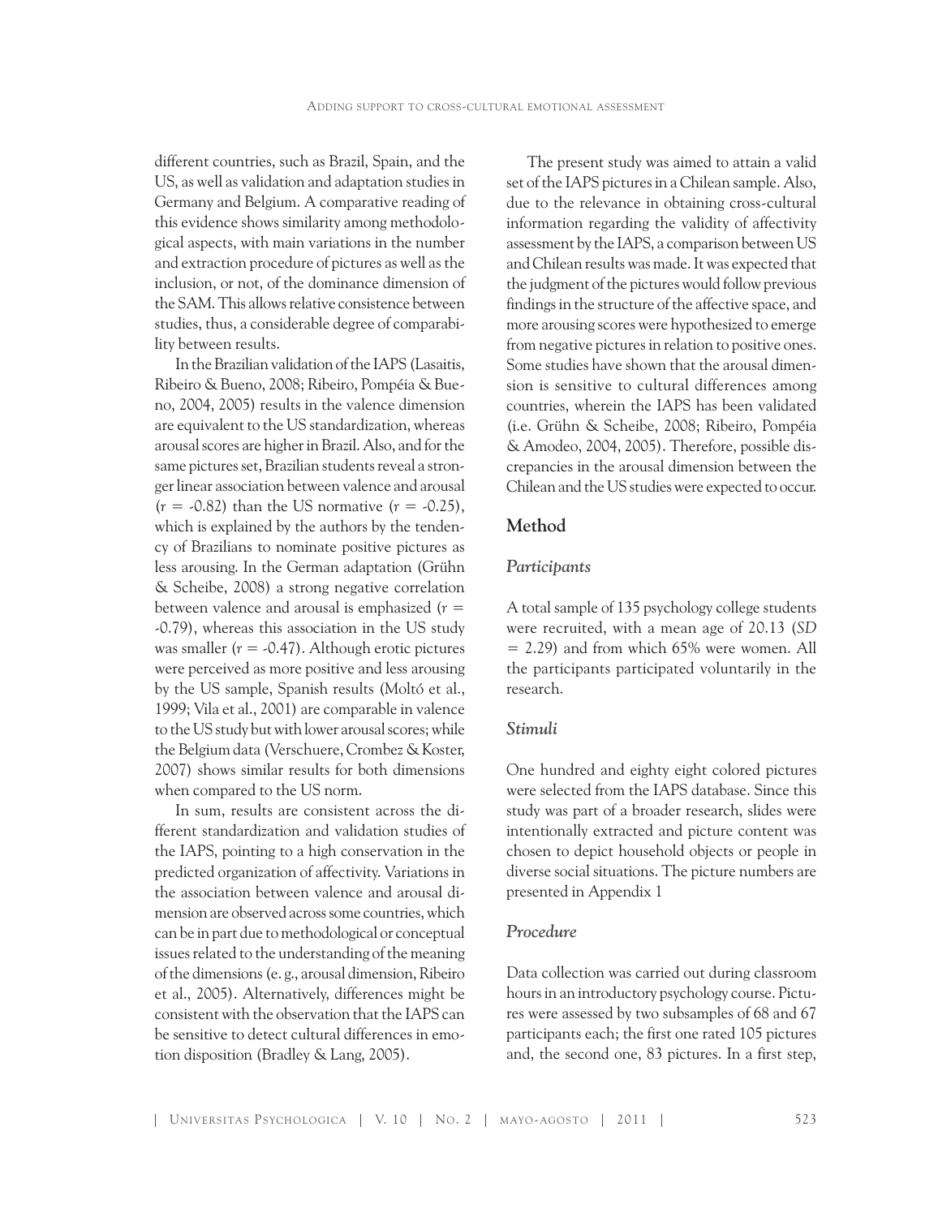different countries, such as Brazil, Spain, and the US, as well as validation and adaptation studies in Germany and Belgium. A comparative reading of this evidence shows similarity among methodological aspects, with main variations in the number and extraction procedure of pictures as well as the inclusion, or not, of the dominance dimension of the SAM. This allows relative consistence between studies, thus, a considerable degree of comparability between results.

In the Brazilian validation of the IAPS (Lasaitis, Ribeiro & Bueno, 2008; Ribeiro, Pompéia & Bueno, 2004, 2005) results in the valence dimension are equivalent to the US standardization, whereas arousal scores are higher in Brazil. Also, and for the same pictures set, Brazilian students reveal a stronger linear association between valence and arousal ($r$ = -0.82) than the US normative ($r$ = -0.25), which is explained by the authors by the tendency of Brazilians to nominate positive pictures as less arousing. In the German adaptation (Grühn & Scheibe, 2008) a strong negative correlation between valence and arousal is emphasized ($r$ = -0.79), whereas this association in the US study was smaller ($r$ = -0.47). Although erotic pictures were perceived as more positive and less arousing by the US sample, Spanish results (Moltó et al., 1999; Vila et al., 2001) are comparable in valence to the US study but with lower arousal scores; while the Belgium data (Verschuere, Crombez & Koster, 2007) shows similar results for both dimensions when compared to the US norm.

In sum, results are consistent across the different standardization and validation studies of the IAPS, pointing to a high conservation in the predicted organization of affectivity. Variations in the association between valence and arousal dimension are observed across some countries, which can be in part due to methodological or conceptual issues related to the understanding of the meaning of the dimensions (e. g., arousal dimension, Ribeiro et al., 2005). Alternatively, differences might be consistent with the observation that the IAPS can be sensitive to detect cultural differences in emotion disposition (Bradley & Lang, 2005).

The present study was aimed to attain a valid set of the IAPS pictures in a Chilean sample. Also, due to the relevance in obtaining cross-cultural information regarding the validity of affectivity assessment by the IAPS, a comparison between US and Chilean results was made. It was expected that the judgment of the pictures would follow previous findings in the structure of the affective space, and more arousing scores were hypothesized to emerge from negative pictures in relation to positive ones. Some studies have shown that the arousal dimension is sensitive to cultural differences among countries, wherein the IAPS has been validated (i.e. Grühn & Scheibe, 2008; Ribeiro, Pompéia & Amodeo, 2004, 2005). Therefore, possible discrepancies in the arousal dimension between the Chilean and the US studies were expected to occur.

## Method

### *Participants*

A total sample of 135 psychology college students were recruited, with a mean age of 20.13 ($SD$ = 2.29) and from which 65% were women. All the participants participated voluntarily in the research.

### *Stimuli*

One hundred and eighty eight colored pictures were selected from the IAPS database. Since this study was part of a broader research, slides were intentionally extracted and picture content was chosen to depict household objects or people in diverse social situations. The picture numbers are presented in Appendix 1

### *Procedure*

Data collection was carried out during classroom hours in an introductory psychology course. Pictures were assessed by two subsamples of 68 and 67 participants each; the first one rated 105 pictures and, the second one, 83 pictures. In a first step,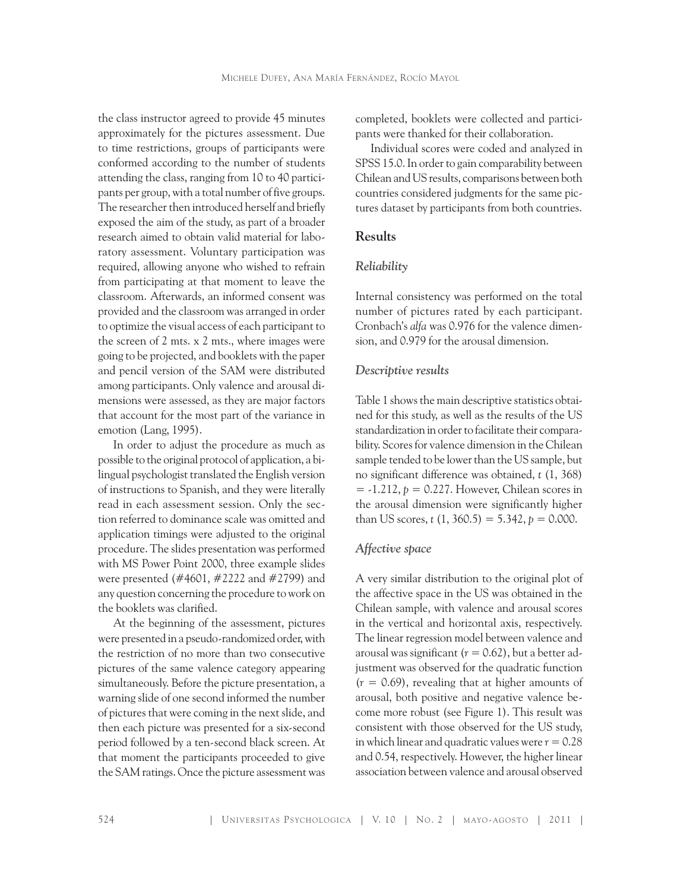the class instructor agreed to provide 45 minutes approximately for the pictures assessment. Due to time restrictions, groups of participants were conformed according to the number of students attending the class, ranging from 10 to 40 participants per group, with a total number of five groups. The researcher then introduced herself and briefly exposed the aim of the study, as part of a broader research aimed to obtain valid material for laboratory assessment. Voluntary participation was required, allowing anyone who wished to refrain from participating at that moment to leave the classroom. Afterwards, an informed consent was provided and the classroom was arranged in order to optimize the visual access of each participant to the screen of 2 mts. x 2 mts., where images were going to be projected, and booklets with the paper and pencil version of the SAM were distributed among participants. Only valence and arousal dimensions were assessed, as they are major factors that account for the most part of the variance in emotion (Lang, 1995).

In order to adjust the procedure as much as possible to the original protocol of application, a bilingual psychologist translated the English version of instructions to Spanish, and they were literally read in each assessment session. Only the section referred to dominance scale was omitted and application timings were adjusted to the original procedure. The slides presentation was performed with MS Power Point 2000, three example slides were presented (#4601, #2222 and #2799) and any question concerning the procedure to work on the booklets was clarified.

At the beginning of the assessment, pictures were presented in a pseudo-randomized order, with the restriction of no more than two consecutive pictures of the same valence category appearing simultaneously. Before the picture presentation, a warning slide of one second informed the number of pictures that were coming in the next slide, and then each picture was presented for a six-second period followed by a ten-second black screen. At that moment the participants proceeded to give the SAM ratings. Once the picture assessment was completed, booklets were collected and participants were thanked for their collaboration.

Individual scores were coded and analyzed in SPSS 15.0. In order to gain comparability between Chilean and US results, comparisons between both countries considered judgments for the same pictures dataset by participants from both countries.

## Results

### *Reliability*

Internal consistency was performed on the total number of pictures rated by each participant. Cronbach's *alfa* was 0.976 for the valence dimension, and 0.979 for the arousal dimension.

### *Descriptive results*

Table 1 shows the main descriptive statistics obtained for this study, as well as the results of the US standardization in order to facilitate their comparability. Scores for valence dimension in the Chilean sample tended to be lower than the US sample, but no significant difference was obtained, $t\ (1, 368) = -1.212$, $p = 0.227$. However, Chilean scores in the arousal dimension were significantly higher than US scores, $t\ (1, 360.5) = 5.342$, $p = 0.000$.

### *Affective space*

A very similar distribution to the original plot of the affective space in the US was obtained in the Chilean sample, with valence and arousal scores in the vertical and horizontal axis, respectively. The linear regression model between valence and arousal was significant ($r = 0.62$), but a better adjustment was observed for the quadratic function ($r = 0.69$), revealing that at higher amounts of arousal, both positive and negative valence become more robust (see Figure 1). This result was consistent with those observed for the US study, in which linear and quadratic values were $r = 0.28$ and 0.54, respectively. However, the higher linear association between valence and arousal observed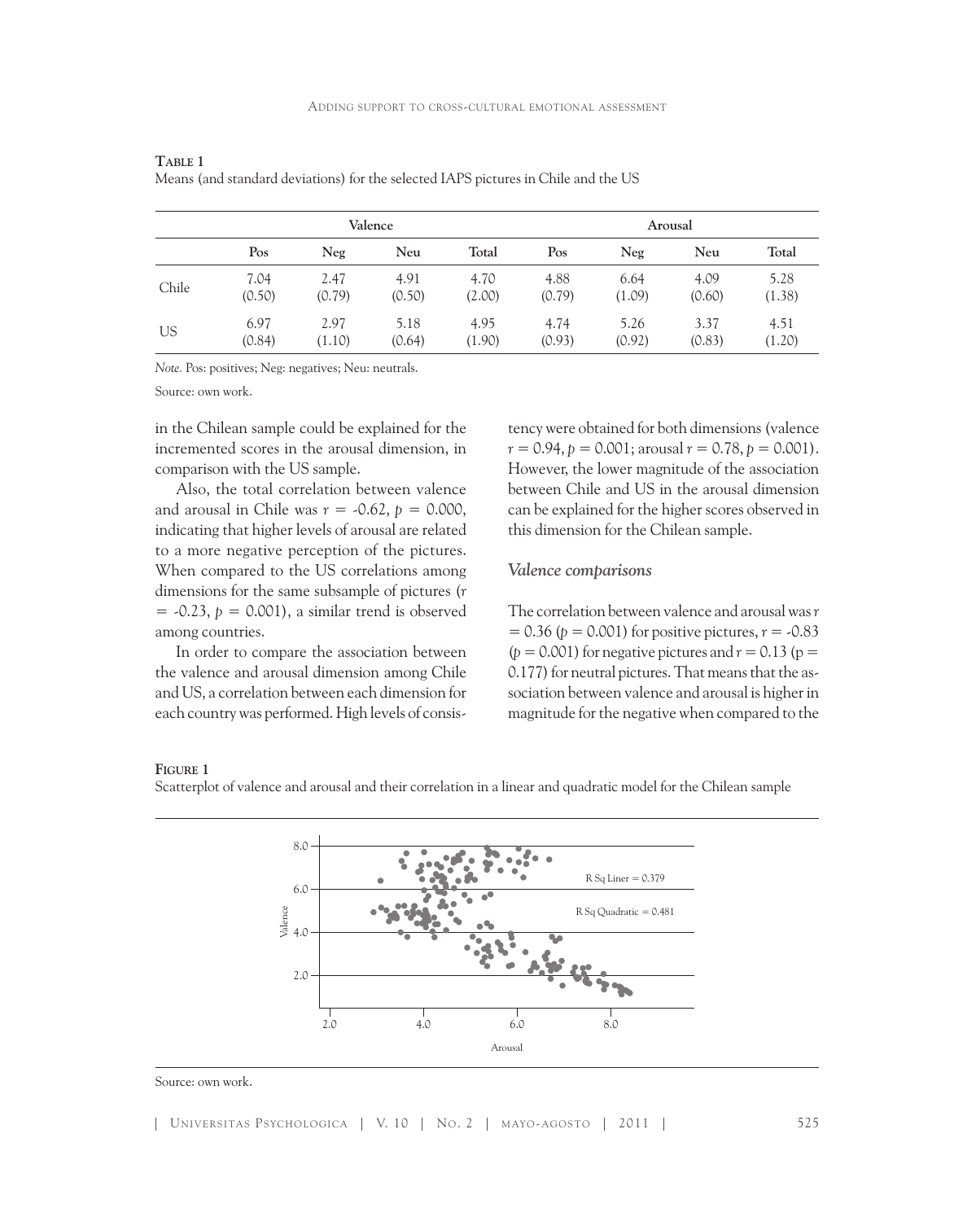**TABLE 1**

Means (and standard deviations) for the selected IAPS pictures in Chile and the US

| | Valence | | | | Arousal | | | |
|---|---|---|---|---|---|---|---|---|
| | Pos | Neg | Neu | Total | Pos | Neg | Neu | Total |
| Chile | 7.04 (0.50) | 2.47 (0.79) | 4.91 (0.50) | 4.70 (2.00) | 4.88 (0.79) | 6.64 (1.09) | 4.09 (0.60) | 5.28 (1.38) |
| US | 6.97 (0.84) | 2.97 (1.10) | 5.18 (0.64) | 4.95 (1.90) | 4.74 (0.93) | 5.26 (0.92) | 3.37 (0.83) | 4.51 (1.20) |

*Note.* Pos: positives; Neg: negatives; Neu: neutrals.

Source: own work.

in the Chilean sample could be explained for the incremented scores in the arousal dimension, in comparison with the US sample.

Also, the total correlation between valence and arousal in Chile was $r = -0.62$, $p = 0.000$, indicating that higher levels of arousal are related to a more negative perception of the pictures. When compared to the US correlations among dimensions for the same subsample of pictures ($r = -0.23$, $p = 0.001$), a similar trend is observed among countries.

In order to compare the association between the valence and arousal dimension among Chile and US, a correlation between each dimension for each country was performed. High levels of consistency were obtained for both dimensions (valence $r = 0.94$, $p = 0.001$; arousal $r = 0.78$, $p = 0.001$). However, the lower magnitude of the association between Chile and US in the arousal dimension can be explained for the higher scores observed in this dimension for the Chilean sample.

### *Valence comparisons*

The correlation between valence and arousal was $r = 0.36$ ($p = 0.001$) for positive pictures, $r = -0.83$ ($p = 0.001$) for negative pictures and $r = 0.13$ ($p = 0.177$) for neutral pictures. That means that the association between valence and arousal is higher in magnitude for the negative when compared to the

**FIGURE 1**

Scatterplot of valence and arousal and their correlation in a linear and quadratic model for the Chilean sample

Source: own work.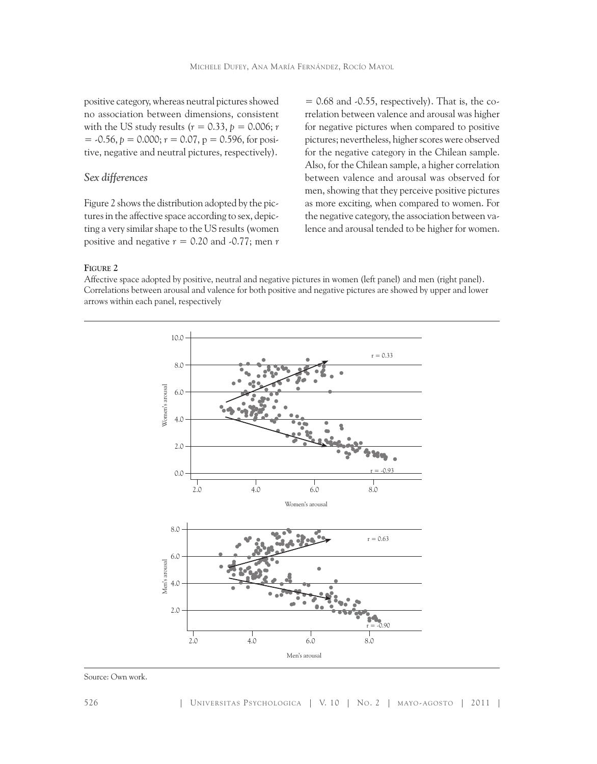positive category, whereas neutral pictures showed no association between dimensions, consistent with the US study results ($r$ = 0.33, $p$ = 0.006; $r$ = -0.56, $p$ = 0.000; $r$ = 0.07, p = 0.596, for positive, negative and neutral pictures, respectively).

### *Sex differences*

Figure 2 shows the distribution adopted by the pictures in the affective space according to sex, depicting a very similar shape to the US results (women positive and negative $r$ = 0.20 and -0.77; men $r$ = 0.68 and -0.55, respectively). That is, the correlation between valence and arousal was higher for negative pictures when compared to positive pictures; nevertheless, higher scores were observed for the negative category in the Chilean sample. Also, for the Chilean sample, a higher correlation between valence and arousal was observed for men, showing that they perceive positive pictures as more exciting, when compared to women. For the negative category, the association between valence and arousal tended to be higher for women.

**Figure 2**

Affective space adopted by positive, neutral and negative pictures in women (left panel) and men (right panel). Correlations between arousal and valence for both positive and negative pictures are showed by upper and lower arrows within each panel, respectively

Source: Own work.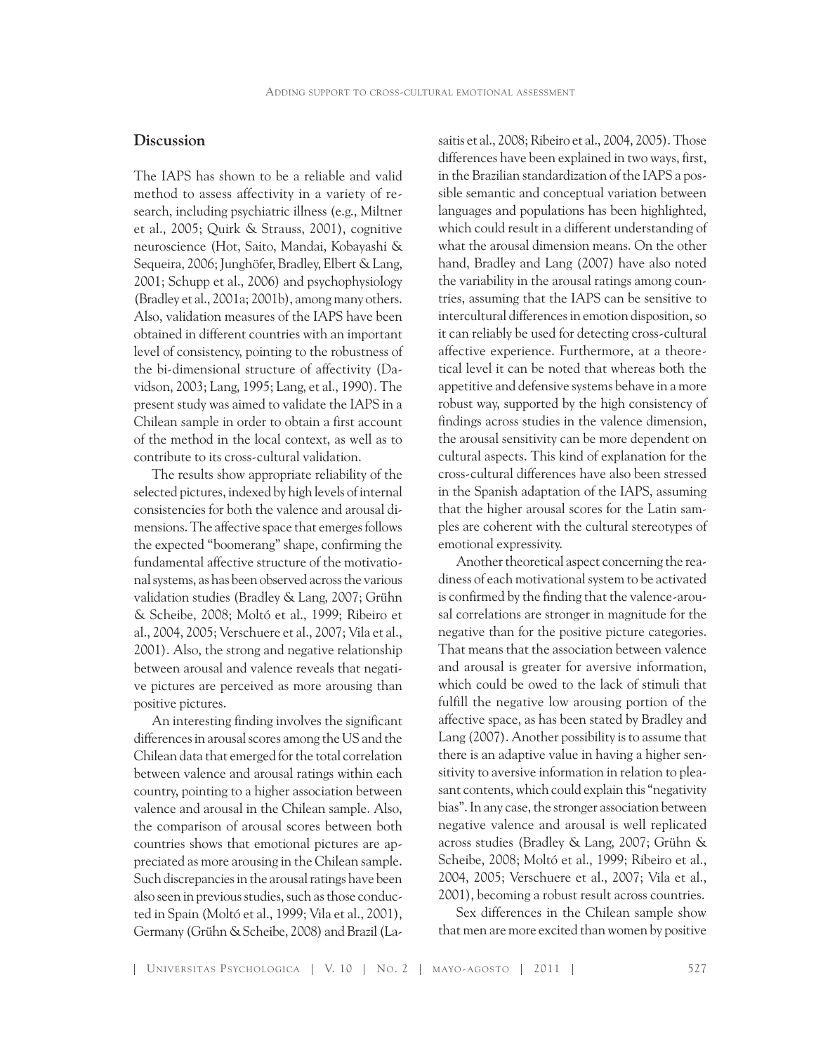## Discussion

The IAPS has shown to be a reliable and valid method to assess affectivity in a variety of research, including psychiatric illness (e.g., Miltner et al., 2005; Quirk & Strauss, 2001), cognitive neuroscience (Hot, Saito, Mandai, Kobayashi & Sequeira, 2006; Junghöfer, Bradley, Elbert & Lang, 2001; Schupp et al., 2006) and psychophysiology (Bradley et al., 2001a; 2001b), among many others. Also, validation measures of the IAPS have been obtained in different countries with an important level of consistency, pointing to the robustness of the bi-dimensional structure of affectivity (Davidson, 2003; Lang, 1995; Lang, et al., 1990). The present study was aimed to validate the IAPS in a Chilean sample in order to obtain a first account of the method in the local context, as well as to contribute to its cross-cultural validation.

The results show appropriate reliability of the selected pictures, indexed by high levels of internal consistencies for both the valence and arousal dimensions. The affective space that emerges follows the expected "boomerang" shape, confirming the fundamental affective structure of the motivational systems, as has been observed across the various validation studies (Bradley & Lang, 2007; Grühn & Scheibe, 2008; Moltó et al., 1999; Ribeiro et al., 2004, 2005; Verschuere et al., 2007; Vila et al., 2001). Also, the strong and negative relationship between arousal and valence reveals that negative pictures are perceived as more arousing than positive pictures.

An interesting finding involves the significant differences in arousal scores among the US and the Chilean data that emerged for the total correlation between valence and arousal ratings within each country, pointing to a higher association between valence and arousal in the Chilean sample. Also, the comparison of arousal scores between both countries shows that emotional pictures are appreciated as more arousing in the Chilean sample. Such discrepancies in the arousal ratings have been also seen in previous studies, such as those conducted in Spain (Moltó et al., 1999; Vila et al., 2001), Germany (Grühn & Scheibe, 2008) and Brazil (Lasaitis et al., 2008; Ribeiro et al., 2004, 2005). Those differences have been explained in two ways, first, in the Brazilian standardization of the IAPS a possible semantic and conceptual variation between languages and populations has been highlighted, which could result in a different understanding of what the arousal dimension means. On the other hand, Bradley and Lang (2007) have also noted the variability in the arousal ratings among countries, assuming that the IAPS can be sensitive to intercultural differences in emotion disposition, so it can reliably be used for detecting cross-cultural affective experience. Furthermore, at a theoretical level it can be noted that whereas both the appetitive and defensive systems behave in a more robust way, supported by the high consistency of findings across studies in the valence dimension, the arousal sensitivity can be more dependent on cultural aspects. This kind of explanation for the cross-cultural differences have also been stressed in the Spanish adaptation of the IAPS, assuming that the higher arousal scores for the Latin samples are coherent with the cultural stereotypes of emotional expressivity.

Another theoretical aspect concerning the readiness of each motivational system to be activated is confirmed by the finding that the valence-arousal correlations are stronger in magnitude for the negative than for the positive picture categories. That means that the association between valence and arousal is greater for aversive information, which could be owed to the lack of stimuli that fulfill the negative low arousing portion of the affective space, as has been stated by Bradley and Lang (2007). Another possibility is to assume that there is an adaptive value in having a higher sensitivity to aversive information in relation to pleasant contents, which could explain this "negativity bias". In any case, the stronger association between negative valence and arousal is well replicated across studies (Bradley & Lang, 2007; Grühn & Scheibe, 2008; Moltó et al., 1999; Ribeiro et al., 2004, 2005; Verschuere et al., 2007; Vila et al., 2001), becoming a robust result across countries.

Sex differences in the Chilean sample show that men are more excited than women by positive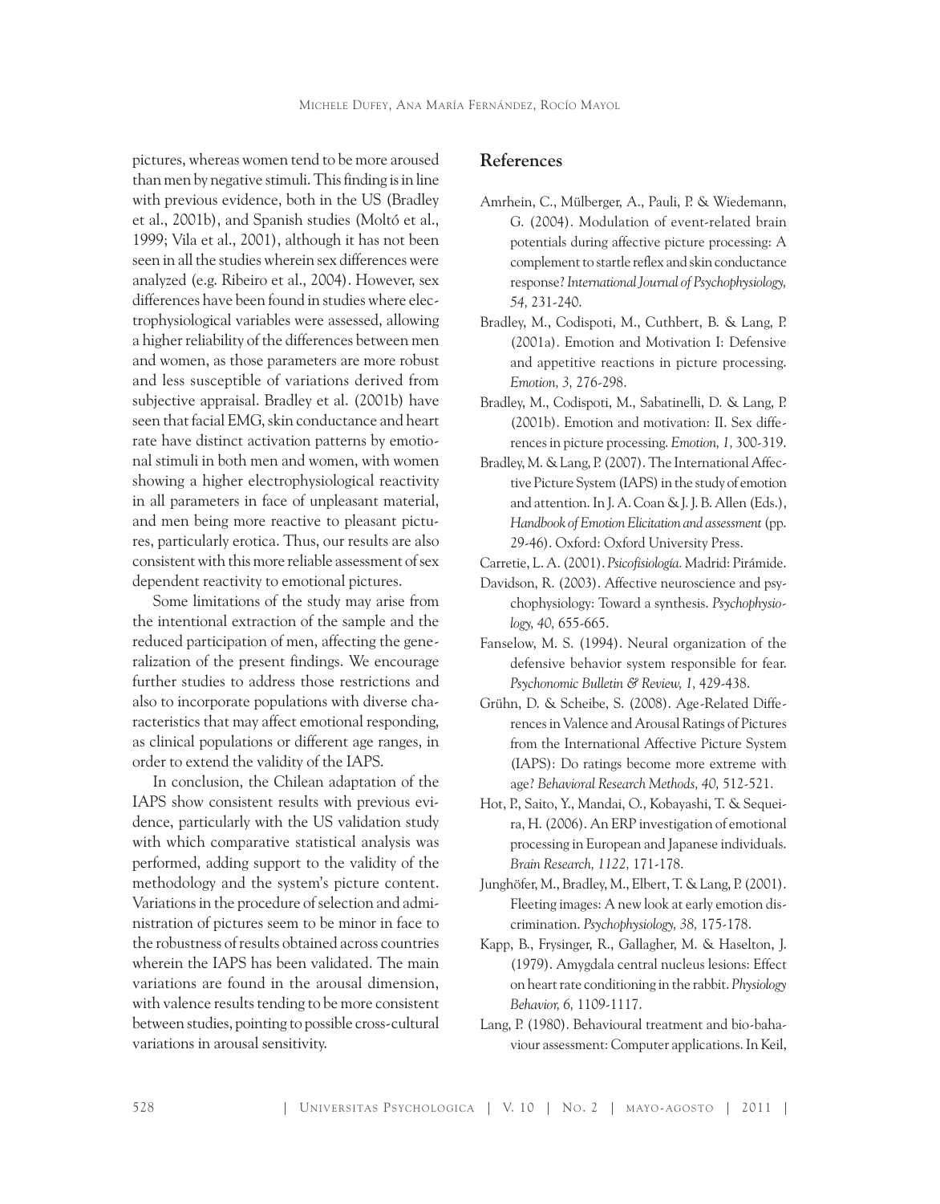pictures, whereas women tend to be more aroused than men by negative stimuli. This finding is in line with previous evidence, both in the US (Bradley et al., 2001b), and Spanish studies (Moltó et al., 1999; Vila et al., 2001), although it has not been seen in all the studies wherein sex differences were analyzed (e.g. Ribeiro et al., 2004). However, sex differences have been found in studies where electrophysiological variables were assessed, allowing a higher reliability of the differences between men and women, as those parameters are more robust and less susceptible of variations derived from subjective appraisal. Bradley et al. (2001b) have seen that facial EMG, skin conductance and heart rate have distinct activation patterns by emotional stimuli in both men and women, with women showing a higher electrophysiological reactivity in all parameters in face of unpleasant material, and men being more reactive to pleasant pictures, particularly erotica. Thus, our results are also consistent with this more reliable assessment of sex dependent reactivity to emotional pictures.

Some limitations of the study may arise from the intentional extraction of the sample and the reduced participation of men, affecting the generalization of the present findings. We encourage further studies to address those restrictions and also to incorporate populations with diverse characteristics that may affect emotional responding, as clinical populations or different age ranges, in order to extend the validity of the IAPS.

In conclusion, the Chilean adaptation of the IAPS show consistent results with previous evidence, particularly with the US validation study with which comparative statistical analysis was performed, adding support to the validity of the methodology and the system's picture content. Variations in the procedure of selection and administration of pictures seem to be minor in face to the robustness of results obtained across countries wherein the IAPS has been validated. The main variations are found in the arousal dimension, with valence results tending to be more consistent between studies, pointing to possible cross-cultural variations in arousal sensitivity.

## References

Amrhein, C., Mülberger, A., Pauli, P. & Wiedemann, G. (2004). Modulation of event-related brain potentials during affective picture processing: A complement to startle reflex and skin conductance response? *International Journal of Psychophysiology, 54,* 231-240.

Bradley, M., Codispoti, M., Cuthbert, B. & Lang, P. (2001a). Emotion and Motivation I: Defensive and appetitive reactions in picture processing. *Emotion, 3,* 276-298.

Bradley, M., Codispoti, M., Sabatinelli, D. & Lang, P. (2001b). Emotion and motivation: II. Sex differences in picture processing. *Emotion, 1,* 300-319.

Bradley, M. & Lang, P. (2007). The International Affective Picture System (IAPS) in the study of emotion and attention. In J. A. Coan & J. J. B. Allen (Eds.), *Handbook of Emotion Elicitation and assessment* (pp. 29-46). Oxford: Oxford University Press.

Carretie, L. A. (2001). *Psicofisiología.* Madrid: Pirámide.

Davidson, R. (2003). Affective neuroscience and psychophysiology: Toward a synthesis. *Psychophysiology, 40,* 655-665.

Fanselow, M. S. (1994). Neural organization of the defensive behavior system responsible for fear. *Psychonomic Bulletin & Review, 1,* 429-438.

Grühn, D. & Scheibe, S. (2008). Age-Related Differences in Valence and Arousal Ratings of Pictures from the International Affective Picture System (IAPS): Do ratings become more extreme with age? *Behavioral Research Methods, 40,* 512-521.

Hot, P., Saito, Y., Mandai, O., Kobayashi, T. & Sequeira, H. (2006). An ERP investigation of emotional processing in European and Japanese individuals. *Brain Research, 1122,* 171-178.

Junghöfer, M., Bradley, M., Elbert, T. & Lang, P. (2001). Fleeting images: A new look at early emotion discrimination. *Psychophysiology, 38,* 175-178.

Kapp, B., Frysinger, R., Gallagher, M. & Haselton, J. (1979). Amygdala central nucleus lesions: Effect on heart rate conditioning in the rabbit. *Physiology Behavior, 6,* 1109-1117.

Lang, P. (1980). Behavioural treatment and bio-bahaviour assessment: Computer applications. In Keil,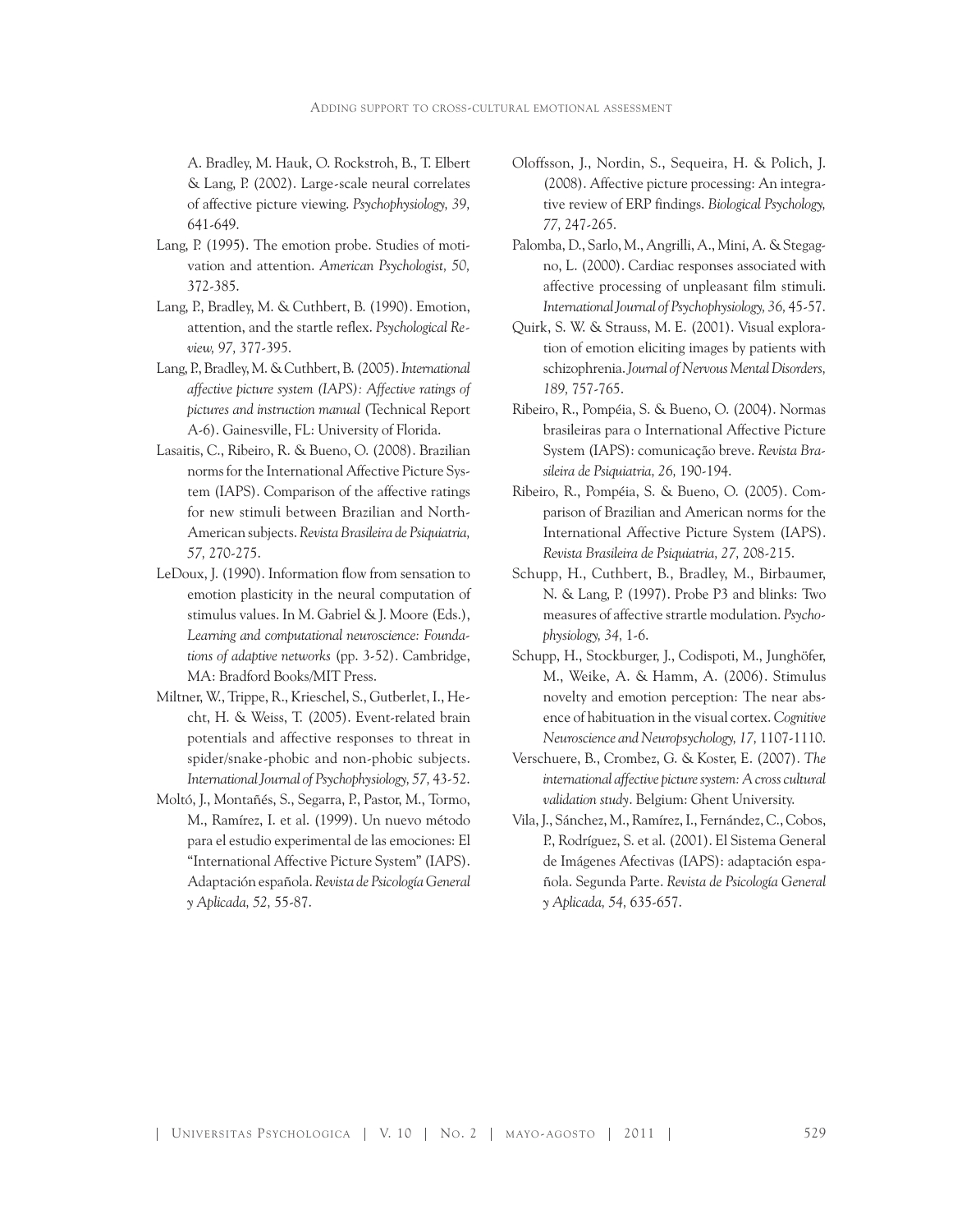A. Bradley, M. Hauk, O. Rockstroh, B., T. Elbert & Lang, P. (2002). Large-scale neural correlates of affective picture viewing. *Psychophysiology, 39,* 641-649.

Lang, P. (1995). The emotion probe. Studies of motivation and attention. *American Psychologist, 50,* 372-385.

Lang, P., Bradley, M. & Cuthbert, B. (1990). Emotion, attention, and the startle reflex. *Psychological Review, 97,* 377-395.

Lang, P., Bradley, M. & Cuthbert, B. (2005). *International affective picture system (IAPS): Affective ratings of pictures and instruction manual* (Technical Report A-6). Gainesville, FL: University of Florida.

Lasaitis, C., Ribeiro, R. & Bueno, O. (2008). Brazilian norms for the International Affective Picture System (IAPS). Comparison of the affective ratings for new stimuli between Brazilian and North-American subjects. *Revista Brasileira de Psiquiatria, 57,* 270-275.

LeDoux, J. (1990). Information flow from sensation to emotion plasticity in the neural computation of stimulus values. In M. Gabriel & J. Moore (Eds.), *Learning and computational neuroscience: Foundations of adaptive networks* (pp. 3-52). Cambridge, MA: Bradford Books/MIT Press.

Miltner, W., Trippe, R., Krieschel, S., Gutberlet, I., Hecht, H. & Weiss, T. (2005). Event-related brain potentials and affective responses to threat in spider/snake-phobic and non-phobic subjects. *International Journal of Psychophysiology, 57,* 43-52.

Moltó, J., Montañés, S., Segarra, P., Pastor, M., Tormo, M., Ramírez, I. et al. (1999). Un nuevo método para el estudio experimental de las emociones: El "International Affective Picture System" (IAPS). Adaptación española. *Revista de Psicología General y Aplicada, 52,* 55-87.

Oloffsson, J., Nordin, S., Sequeira, H. & Polich, J. (2008). Affective picture processing: An integrative review of ERP findings. *Biological Psychology, 77,* 247-265.

Palomba, D., Sarlo, M., Angrilli, A., Mini, A. & Stegagno, L. (2000). Cardiac responses associated with affective processing of unpleasant film stimuli. *International Journal of Psychophysiology, 36,* 45-57.

Quirk, S. W. & Strauss, M. E. (2001). Visual exploration of emotion eliciting images by patients with schizophrenia. *Journal of Nervous Mental Disorders, 189,* 757-765.

Ribeiro, R., Pompéia, S. & Bueno, O. (2004). Normas brasileiras para o International Affective Picture System (IAPS): comunicação breve. *Revista Brasileira de Psiquiatria, 26,* 190-194.

Ribeiro, R., Pompéia, S. & Bueno, O. (2005). Comparison of Brazilian and American norms for the International Affective Picture System (IAPS). *Revista Brasileira de Psiquiatria, 27,* 208-215.

Schupp, H., Cuthbert, B., Bradley, M., Birbaumer, N. & Lang, P. (1997). Probe P3 and blinks: Two measures of affective strartle modulation. *Psychophysiology, 34,* 1-6.

Schupp, H., Stockburger, J., Codispoti, M., Junghöfer, M., Weike, A. & Hamm, A. (2006). Stimulus novelty and emotion perception: The near absence of habituation in the visual cortex. *Cognitive Neuroscience and Neuropsychology, 17,* 1107-1110.

Verschuere, B., Crombez, G. & Koster, E. (2007). *The international affective picture system: A cross cultural validation study*. Belgium: Ghent University.

Vila, J., Sánchez, M., Ramírez, I., Fernández, C., Cobos, P., Rodríguez, S. et al. (2001). El Sistema General de Imágenes Afectivas (IAPS): adaptación española. Segunda Parte. *Revista de Psicología General y Aplicada, 54,* 635-657.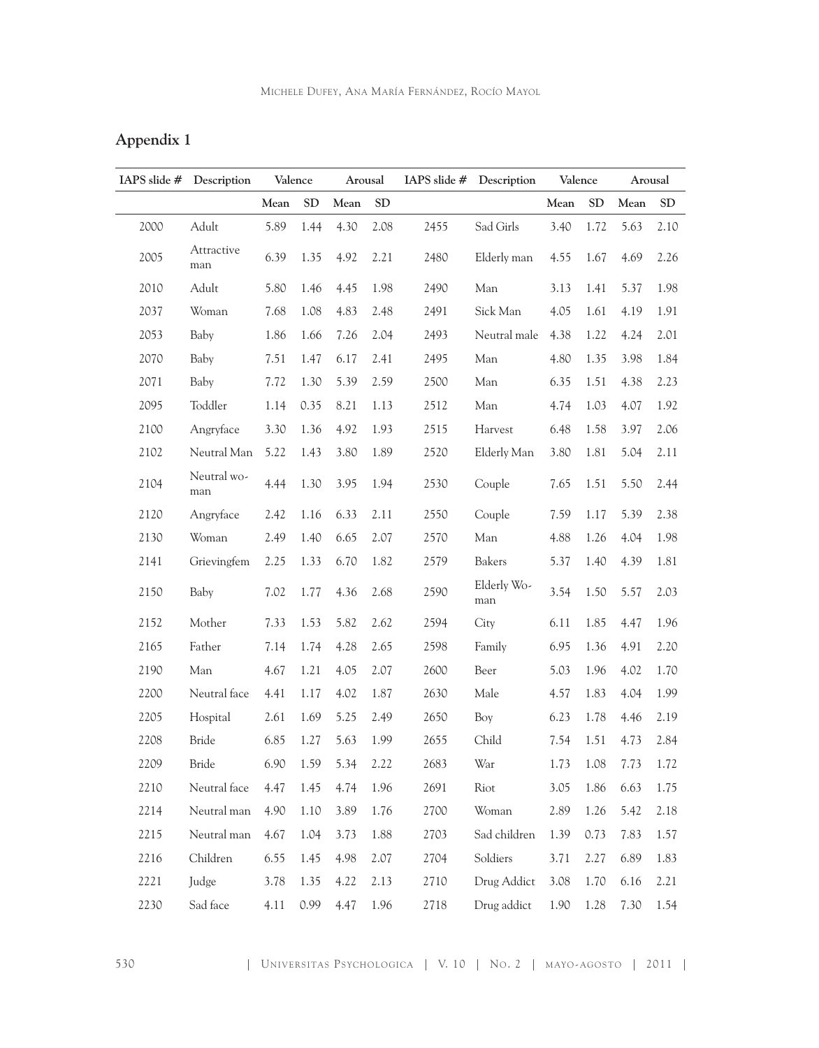## Appendix 1

| IAPS slide # | Description | Valence | | Arousal | | IAPS slide # | Description | Valence | | Arousal | |
|---|---|---|---|---|---|---|---|---|---|---|---|
| | | Mean | SD | Mean | SD | | | Mean | SD | Mean | SD |
| 2000 | Adult | 5.89 | 1.44 | 4.30 | 2.08 | 2455 | Sad Girls | 3.40 | 1.72 | 5.63 | 2.10 |
| 2005 | Attractive man | 6.39 | 1.35 | 4.92 | 2.21 | 2480 | Elderly man | 4.55 | 1.67 | 4.69 | 2.26 |
| 2010 | Adult | 5.80 | 1.46 | 4.45 | 1.98 | 2490 | Man | 3.13 | 1.41 | 5.37 | 1.98 |
| 2037 | Woman | 7.68 | 1.08 | 4.83 | 2.48 | 2491 | Sick Man | 4.05 | 1.61 | 4.19 | 1.91 |
| 2053 | Baby | 1.86 | 1.66 | 7.26 | 2.04 | 2493 | Neutral male | 4.38 | 1.22 | 4.24 | 2.01 |
| 2070 | Baby | 7.51 | 1.47 | 6.17 | 2.41 | 2495 | Man | 4.80 | 1.35 | 3.98 | 1.84 |
| 2071 | Baby | 7.72 | 1.30 | 5.39 | 2.59 | 2500 | Man | 6.35 | 1.51 | 4.38 | 2.23 |
| 2095 | Toddler | 1.14 | 0.35 | 8.21 | 1.13 | 2512 | Man | 4.74 | 1.03 | 4.07 | 1.92 |
| 2100 | Angryface | 3.30 | 1.36 | 4.92 | 1.93 | 2515 | Harvest | 6.48 | 1.58 | 3.97 | 2.06 |
| 2102 | Neutral Man | 5.22 | 1.43 | 3.80 | 1.89 | 2520 | Elderly Man | 3.80 | 1.81 | 5.04 | 2.11 |
| 2104 | Neutral woman | 4.44 | 1.30 | 3.95 | 1.94 | 2530 | Couple | 7.65 | 1.51 | 5.50 | 2.44 |
| 2120 | Angryface | 2.42 | 1.16 | 6.33 | 2.11 | 2550 | Couple | 7.59 | 1.17 | 5.39 | 2.38 |
| 2130 | Woman | 2.49 | 1.40 | 6.65 | 2.07 | 2570 | Man | 4.88 | 1.26 | 4.04 | 1.98 |
| 2141 | Grievingfem | 2.25 | 1.33 | 6.70 | 1.82 | 2579 | Bakers | 5.37 | 1.40 | 4.39 | 1.81 |
| 2150 | Baby | 7.02 | 1.77 | 4.36 | 2.68 | 2590 | Elderly Woman | 3.54 | 1.50 | 5.57 | 2.03 |
| 2152 | Mother | 7.33 | 1.53 | 5.82 | 2.62 | 2594 | City | 6.11 | 1.85 | 4.47 | 1.96 |
| 2165 | Father | 7.14 | 1.74 | 4.28 | 2.65 | 2598 | Family | 6.95 | 1.36 | 4.91 | 2.20 |
| 2190 | Man | 4.67 | 1.21 | 4.05 | 2.07 | 2600 | Beer | 5.03 | 1.96 | 4.02 | 1.70 |
| 2200 | Neutral face | 4.41 | 1.17 | 4.02 | 1.87 | 2630 | Male | 4.57 | 1.83 | 4.04 | 1.99 |
| 2205 | Hospital | 2.61 | 1.69 | 5.25 | 2.49 | 2650 | Boy | 6.23 | 1.78 | 4.46 | 2.19 |
| 2208 | Bride | 6.85 | 1.27 | 5.63 | 1.99 | 2655 | Child | 7.54 | 1.51 | 4.73 | 2.84 |
| 2209 | Bride | 6.90 | 1.59 | 5.34 | 2.22 | 2683 | War | 1.73 | 1.08 | 7.73 | 1.72 |
| 2210 | Neutral face | 4.47 | 1.45 | 4.74 | 1.96 | 2691 | Riot | 3.05 | 1.86 | 6.63 | 1.75 |
| 2214 | Neutral man | 4.90 | 1.10 | 3.89 | 1.76 | 2700 | Woman | 2.89 | 1.26 | 5.42 | 2.18 |
| 2215 | Neutral man | 4.67 | 1.04 | 3.73 | 1.88 | 2703 | Sad children | 1.39 | 0.73 | 7.83 | 1.57 |
| 2216 | Children | 6.55 | 1.45 | 4.98 | 2.07 | 2704 | Soldiers | 3.71 | 2.27 | 6.89 | 1.83 |
| 2221 | Judge | 3.78 | 1.35 | 4.22 | 2.13 | 2710 | Drug Addict | 3.08 | 1.70 | 6.16 | 2.21 |
| 2230 | Sad face | 4.11 | 0.99 | 4.47 | 1.96 | 2718 | Drug addict | 1.90 | 1.28 | 7.30 | 1.54 |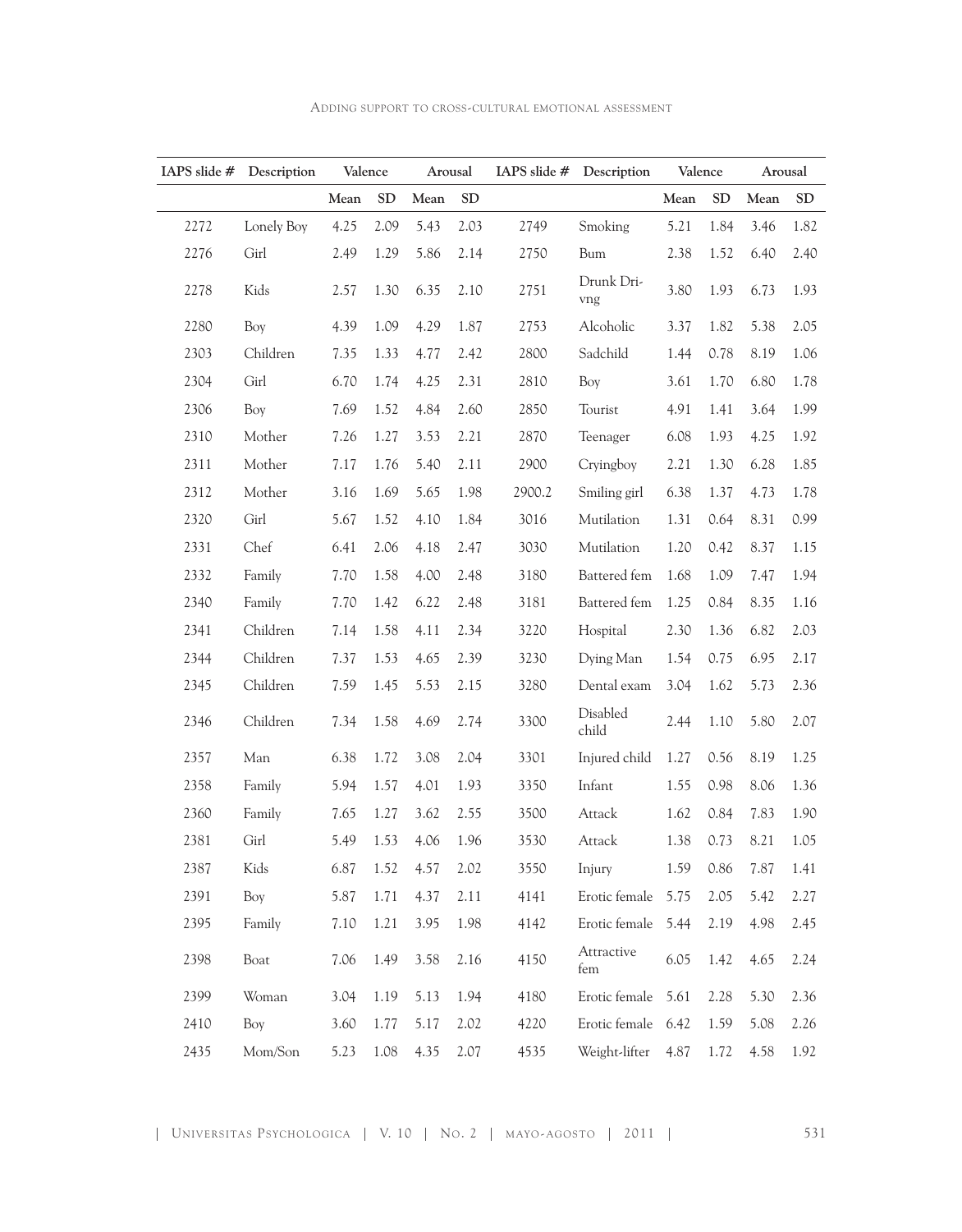| IAPS slide # | Description | Valence | | Arousal | | IAPS slide # | Description | Valence | | Arousal | |
|---|---|---|---|---|---|---|---|---|---|---|---|
| | | Mean | SD | Mean | SD | | | Mean | SD | Mean | SD |
| 2272 | Lonely Boy | 4.25 | 2.09 | 5.43 | 2.03 | 2749 | Smoking | 5.21 | 1.84 | 3.46 | 1.82 |
| 2276 | Girl | 2.49 | 1.29 | 5.86 | 2.14 | 2750 | Bum | 2.38 | 1.52 | 6.40 | 2.40 |
| 2278 | Kids | 2.57 | 1.30 | 6.35 | 2.10 | 2751 | Drunk Dri-vng | 3.80 | 1.93 | 6.73 | 1.93 |
| 2280 | Boy | 4.39 | 1.09 | 4.29 | 1.87 | 2753 | Alcoholic | 3.37 | 1.82 | 5.38 | 2.05 |
| 2303 | Children | 7.35 | 1.33 | 4.77 | 2.42 | 2800 | Sadchild | 1.44 | 0.78 | 8.19 | 1.06 |
| 2304 | Girl | 6.70 | 1.74 | 4.25 | 2.31 | 2810 | Boy | 3.61 | 1.70 | 6.80 | 1.78 |
| 2306 | Boy | 7.69 | 1.52 | 4.84 | 2.60 | 2850 | Tourist | 4.91 | 1.41 | 3.64 | 1.99 |
| 2310 | Mother | 7.26 | 1.27 | 3.53 | 2.21 | 2870 | Teenager | 6.08 | 1.93 | 4.25 | 1.92 |
| 2311 | Mother | 7.17 | 1.76 | 5.40 | 2.11 | 2900 | Cryingboy | 2.21 | 1.30 | 6.28 | 1.85 |
| 2312 | Mother | 3.16 | 1.69 | 5.65 | 1.98 | 2900.2 | Smiling girl | 6.38 | 1.37 | 4.73 | 1.78 |
| 2320 | Girl | 5.67 | 1.52 | 4.10 | 1.84 | 3016 | Mutilation | 1.31 | 0.64 | 8.31 | 0.99 |
| 2331 | Chef | 6.41 | 2.06 | 4.18 | 2.47 | 3030 | Mutilation | 1.20 | 0.42 | 8.37 | 1.15 |
| 2332 | Family | 7.70 | 1.58 | 4.00 | 2.48 | 3180 | Battered fem | 1.68 | 1.09 | 7.47 | 1.94 |
| 2340 | Family | 7.70 | 1.42 | 6.22 | 2.48 | 3181 | Battered fem | 1.25 | 0.84 | 8.35 | 1.16 |
| 2341 | Children | 7.14 | 1.58 | 4.11 | 2.34 | 3220 | Hospital | 2.30 | 1.36 | 6.82 | 2.03 |
| 2344 | Children | 7.37 | 1.53 | 4.65 | 2.39 | 3230 | Dying Man | 1.54 | 0.75 | 6.95 | 2.17 |
| 2345 | Children | 7.59 | 1.45 | 5.53 | 2.15 | 3280 | Dental exam | 3.04 | 1.62 | 5.73 | 2.36 |
| 2346 | Children | 7.34 | 1.58 | 4.69 | 2.74 | 3300 | Disabled child | 2.44 | 1.10 | 5.80 | 2.07 |
| 2357 | Man | 6.38 | 1.72 | 3.08 | 2.04 | 3301 | Injured child | 1.27 | 0.56 | 8.19 | 1.25 |
| 2358 | Family | 5.94 | 1.57 | 4.01 | 1.93 | 3350 | Infant | 1.55 | 0.98 | 8.06 | 1.36 |
| 2360 | Family | 7.65 | 1.27 | 3.62 | 2.55 | 3500 | Attack | 1.62 | 0.84 | 7.83 | 1.90 |
| 2381 | Girl | 5.49 | 1.53 | 4.06 | 1.96 | 3530 | Attack | 1.38 | 0.73 | 8.21 | 1.05 |
| 2387 | Kids | 6.87 | 1.52 | 4.57 | 2.02 | 3550 | Injury | 1.59 | 0.86 | 7.87 | 1.41 |
| 2391 | Boy | 5.87 | 1.71 | 4.37 | 2.11 | 4141 | Erotic female | 5.75 | 2.05 | 5.42 | 2.27 |
| 2395 | Family | 7.10 | 1.21 | 3.95 | 1.98 | 4142 | Erotic female | 5.44 | 2.19 | 4.98 | 2.45 |
| 2398 | Boat | 7.06 | 1.49 | 3.58 | 2.16 | 4150 | Attractive fem | 6.05 | 1.42 | 4.65 | 2.24 |
| 2399 | Woman | 3.04 | 1.19 | 5.13 | 1.94 | 4180 | Erotic female | 5.61 | 2.28 | 5.30 | 2.36 |
| 2410 | Boy | 3.60 | 1.77 | 5.17 | 2.02 | 4220 | Erotic female | 6.42 | 1.59 | 5.08 | 2.26 |
| 2435 | Mom/Son | 5.23 | 1.08 | 4.35 | 2.07 | 4535 | Weight-lifter | 4.87 | 1.72 | 4.58 | 1.92 |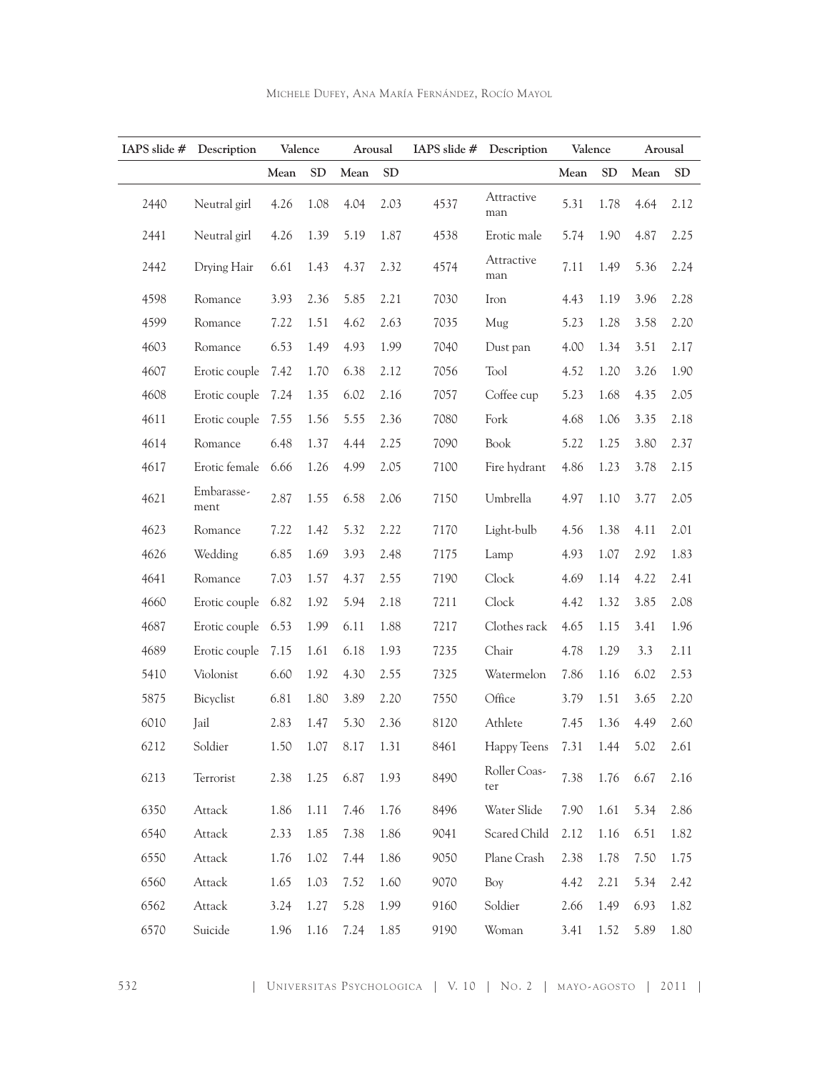| IAPS slide # | Description | Valence | | Arousal | | IAPS slide # | Description | Valence | | Arousal | |
|---|---|---|---|---|---|---|---|---|---|---|---|
| | | Mean | SD | Mean | SD | | | Mean | SD | Mean | SD |
| 2440 | Neutral girl | 4.26 | 1.08 | 4.04 | 2.03 | 4537 | Attractive man | 5.31 | 1.78 | 4.64 | 2.12 |
| 2441 | Neutral girl | 4.26 | 1.39 | 5.19 | 1.87 | 4538 | Erotic male | 5.74 | 1.90 | 4.87 | 2.25 |
| 2442 | Drying Hair | 6.61 | 1.43 | 4.37 | 2.32 | 4574 | Attractive man | 7.11 | 1.49 | 5.36 | 2.24 |
| 4598 | Romance | 3.93 | 2.36 | 5.85 | 2.21 | 7030 | Iron | 4.43 | 1.19 | 3.96 | 2.28 |
| 4599 | Romance | 7.22 | 1.51 | 4.62 | 2.63 | 7035 | Mug | 5.23 | 1.28 | 3.58 | 2.20 |
| 4603 | Romance | 6.53 | 1.49 | 4.93 | 1.99 | 7040 | Dust pan | 4.00 | 1.34 | 3.51 | 2.17 |
| 4607 | Erotic couple | 7.42 | 1.70 | 6.38 | 2.12 | 7056 | Tool | 4.52 | 1.20 | 3.26 | 1.90 |
| 4608 | Erotic couple | 7.24 | 1.35 | 6.02 | 2.16 | 7057 | Coffee cup | 5.23 | 1.68 | 4.35 | 2.05 |
| 4611 | Erotic couple | 7.55 | 1.56 | 5.55 | 2.36 | 7080 | Fork | 4.68 | 1.06 | 3.35 | 2.18 |
| 4614 | Romance | 6.48 | 1.37 | 4.44 | 2.25 | 7090 | Book | 5.22 | 1.25 | 3.80 | 2.37 |
| 4617 | Erotic female | 6.66 | 1.26 | 4.99 | 2.05 | 7100 | Fire hydrant | 4.86 | 1.23 | 3.78 | 2.15 |
| 4621 | Embarassement | 2.87 | 1.55 | 6.58 | 2.06 | 7150 | Umbrella | 4.97 | 1.10 | 3.77 | 2.05 |
| 4623 | Romance | 7.22 | 1.42 | 5.32 | 2.22 | 7170 | Light-bulb | 4.56 | 1.38 | 4.11 | 2.01 |
| 4626 | Wedding | 6.85 | 1.69 | 3.93 | 2.48 | 7175 | Lamp | 4.93 | 1.07 | 2.92 | 1.83 |
| 4641 | Romance | 7.03 | 1.57 | 4.37 | 2.55 | 7190 | Clock | 4.69 | 1.14 | 4.22 | 2.41 |
| 4660 | Erotic couple | 6.82 | 1.92 | 5.94 | 2.18 | 7211 | Clock | 4.42 | 1.32 | 3.85 | 2.08 |
| 4687 | Erotic couple | 6.53 | 1.99 | 6.11 | 1.88 | 7217 | Clothes rack | 4.65 | 1.15 | 3.41 | 1.96 |
| 4689 | Erotic couple | 7.15 | 1.61 | 6.18 | 1.93 | 7235 | Chair | 4.78 | 1.29 | 3.3 | 2.11 |
| 5410 | Violonist | 6.60 | 1.92 | 4.30 | 2.55 | 7325 | Watermelon | 7.86 | 1.16 | 6.02 | 2.53 |
| 5875 | Bicyclist | 6.81 | 1.80 | 3.89 | 2.20 | 7550 | Office | 3.79 | 1.51 | 3.65 | 2.20 |
| 6010 | Jail | 2.83 | 1.47 | 5.30 | 2.36 | 8120 | Athlete | 7.45 | 1.36 | 4.49 | 2.60 |
| 6212 | Soldier | 1.50 | 1.07 | 8.17 | 1.31 | 8461 | Happy Teens | 7.31 | 1.44 | 5.02 | 2.61 |
| 6213 | Terrorist | 2.38 | 1.25 | 6.87 | 1.93 | 8490 | Roller Coaster | 7.38 | 1.76 | 6.67 | 2.16 |
| 6350 | Attack | 1.86 | 1.11 | 7.46 | 1.76 | 8496 | Water Slide | 7.90 | 1.61 | 5.34 | 2.86 |
| 6540 | Attack | 2.33 | 1.85 | 7.38 | 1.86 | 9041 | Scared Child | 2.12 | 1.16 | 6.51 | 1.82 |
| 6550 | Attack | 1.76 | 1.02 | 7.44 | 1.86 | 9050 | Plane Crash | 2.38 | 1.78 | 7.50 | 1.75 |
| 6560 | Attack | 1.65 | 1.03 | 7.52 | 1.60 | 9070 | Boy | 4.42 | 2.21 | 5.34 | 2.42 |
| 6562 | Attack | 3.24 | 1.27 | 5.28 | 1.99 | 9160 | Soldier | 2.66 | 1.49 | 6.93 | 1.82 |
| 6570 | Suicide | 1.96 | 1.16 | 7.24 | 1.85 | 9190 | Woman | 3.41 | 1.52 | 5.89 | 1.80 |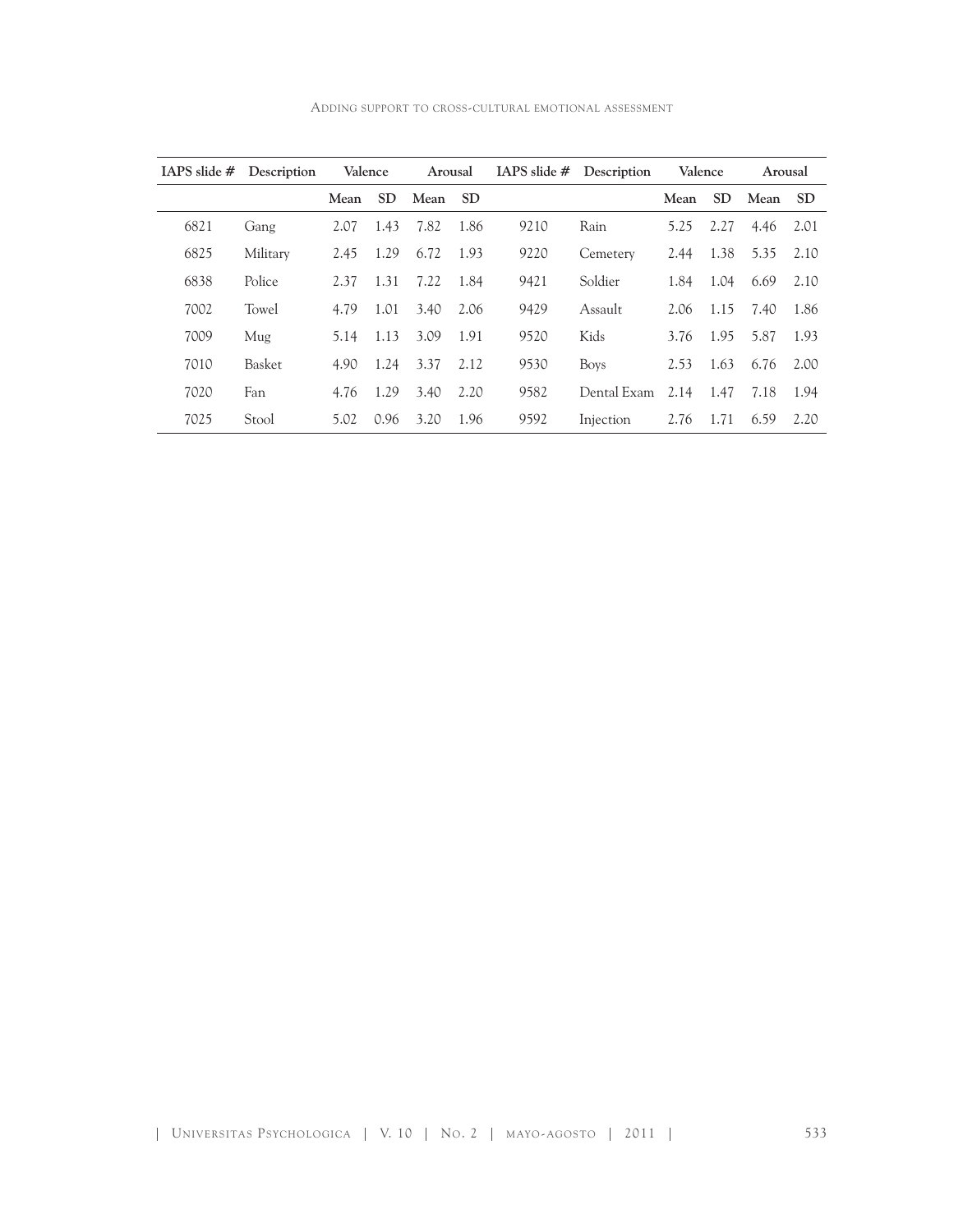| IAPS slide # | Description | Valence | | Arousal | | IAPS slide # | Description | Valence | | Arousal | |
|---|---|---|---|---|---|---|---|---|---|---|---|
| | | Mean | SD | Mean | SD | | | Mean | SD | Mean | SD |
| 6821 | Gang | 2.07 | 1.43 | 7.82 | 1.86 | 9210 | Rain | 5.25 | 2.27 | 4.46 | 2.01 |
| 6825 | Military | 2.45 | 1.29 | 6.72 | 1.93 | 9220 | Cemetery | 2.44 | 1.38 | 5.35 | 2.10 |
| 6838 | Police | 2.37 | 1.31 | 7.22 | 1.84 | 9421 | Soldier | 1.84 | 1.04 | 6.69 | 2.10 |
| 7002 | Towel | 4.79 | 1.01 | 3.40 | 2.06 | 9429 | Assault | 2.06 | 1.15 | 7.40 | 1.86 |
| 7009 | Mug | 5.14 | 1.13 | 3.09 | 1.91 | 9520 | Kids | 3.76 | 1.95 | 5.87 | 1.93 |
| 7010 | Basket | 4.90 | 1.24 | 3.37 | 2.12 | 9530 | Boys | 2.53 | 1.63 | 6.76 | 2.00 |
| 7020 | Fan | 4.76 | 1.29 | 3.40 | 2.20 | 9582 | Dental Exam | 2.14 | 1.47 | 7.18 | 1.94 |
| 7025 | Stool | 5.02 | 0.96 | 3.20 | 1.96 | 9592 | Injection | 2.76 | 1.71 | 6.59 | 2.20 |